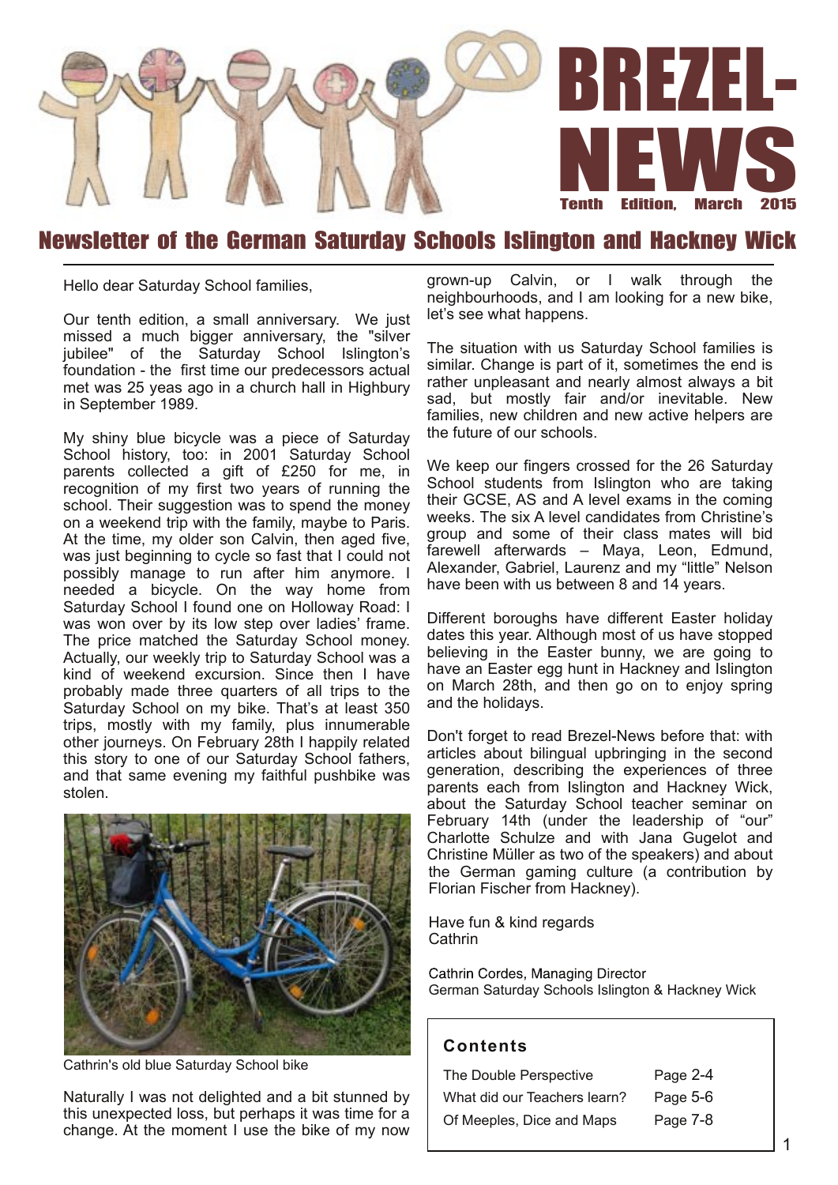# BREZEL-NEWS

Tenth Edition, March 2015

## Newsletter of the German Saturday Schools Islington and Hackney Wick

Hello dear Saturday School families,

Our tenth edition, a small anniversary. We just missed a much bigger anniversary, the "silver jubilee" of the Saturday School Islington's foundation - the first time our predecessors actual met was 25 yeas ago in a church hall in Highbury in September 1989.

My shiny blue bicycle was a piece of Saturday School history, too: in 2001 Saturday School parents collected a gift of £250 for me, in recognition of my first two years of running the school. Their suggestion was to spend the money on a weekend trip with the family, maybe to Paris. At the time, my older son Calvin, then aged five, was just beginning to cycle so fast that I could not possibly manage to run after him anymore. I needed a bicycle. On the way home from Saturday School I found one on Holloway Road: I was won over by its low step over ladies' frame. The price matched the Saturday School money. Actually, our weekly trip to Saturday School was a kind of weekend excursion. Since then I have probably made three quarters of all trips to the Saturday School on my bike. That's at least 350 trips, mostly with my family, plus innumerable other journeys. On February 28th I happily related this story to one of our Saturday School fathers, and that same evening my faithful pushbike was stolen.

Cathrin's old blue Saturday School bike

Naturally I was not delighted and a bit stunned by this unexpected loss, but perhaps it was time for a change. At the moment I use the bike of my now grown-up Calvin, or I walk through the neighbourhoods, and I am looking for a new bike, let's see what happens.

The situation with us Saturday School families is similar. Change is part of it, sometimes the end is rather unpleasant and nearly almost always a bit sad, but mostly fair and/or inevitable. New families, new children and new active helpers are the future of our schools.

We keep our fingers crossed for the 26 Saturday School students from Islington who are taking their GCSE, AS and A level exams in the coming weeks. The six A level candidates from Christine's group and some of their class mates will bid farewell afterwards – Maya, Leon, Edmund, Alexander, Gabriel, Laurenz and my "little" Nelson have been with us between 8 and 14 years.

Different boroughs have different Easter holiday dates this year. Although most of us have stopped believing in the Easter bunny, we are going to have an Easter egg hunt in Hackney and Islington on March 28th, and then go on to enjoy spring and the holidays.

Don't forget to read Brezel-News before that: with articles about bilingual upbringing in the second generation, describing the experiences of three parents each from Islington and Hackney Wick, about the Saturday School teacher seminar on February 14th (under the leadership of "our" Charlotte Schulze and with Jana Gugelot and Christine Müller as two of the speakers) and about the German gaming culture (a contribution by Florian Fischer from Hackney).

Have fun & kind regards
Cathrin

Cathrin Cordes, Managing Director
German Saturday Schools Islington & Hackney Wick

### Contents

| | |
|---|---|
| The Double Perspective | Page 2-4 |
| What did our Teachers learn? | Page 5-6 |
| Of Meeples, Dice and Maps | Page 7-8 |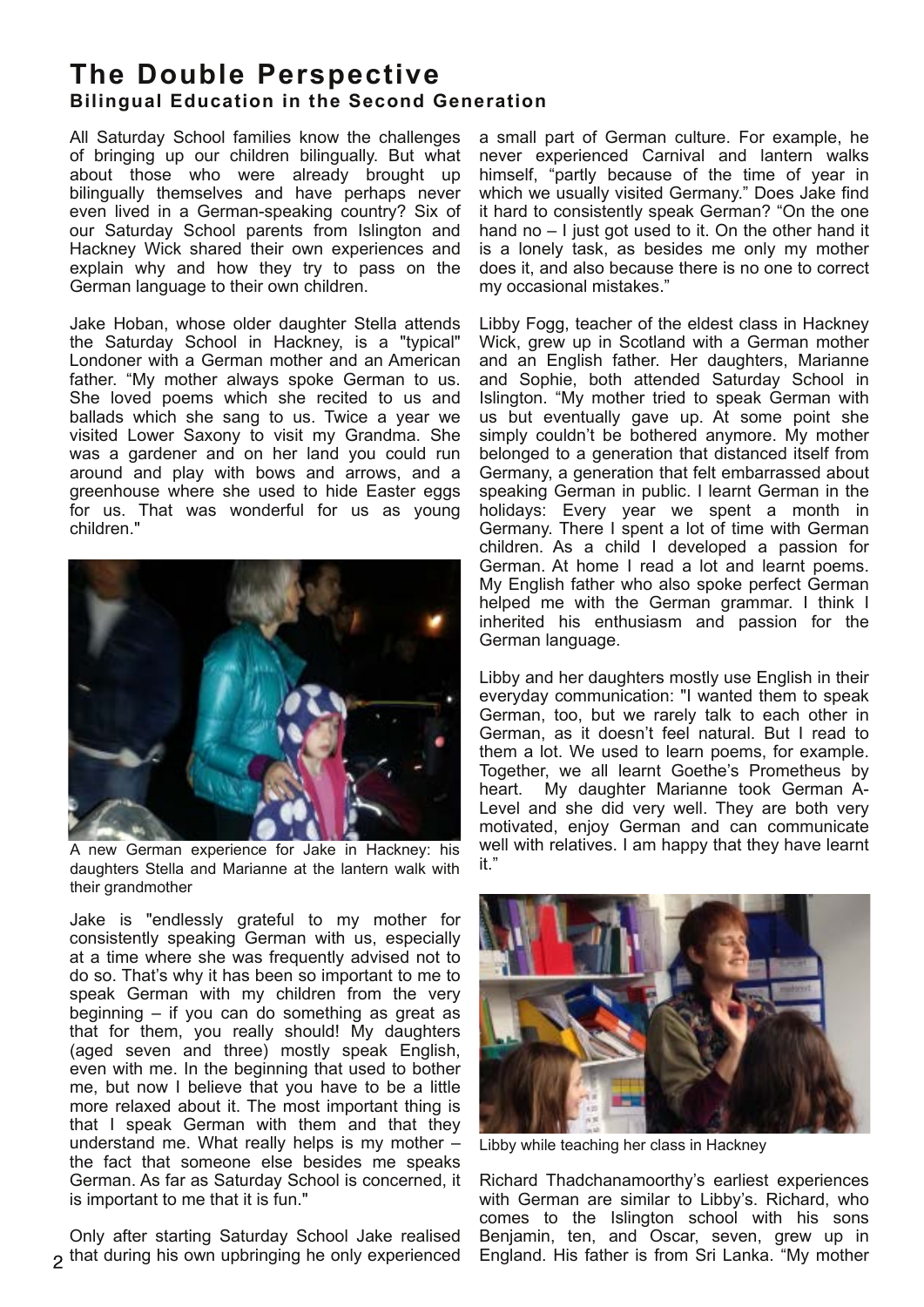# The Double Perspective
## Bilingual Education in the Second Generation

All Saturday School families know the challenges of bringing up our children bilingually. But what about those who were already brought up bilingually themselves and have perhaps never even lived in a German-speaking country? Six of our Saturday School parents from Islington and Hackney Wick shared their own experiences and explain why and how they try to pass on the German language to their own children.

Jake Hoban, whose older daughter Stella attends the Saturday School in Hackney, is a "typical" Londoner with a German mother and an American father. "My mother always spoke German to us. She loved poems which she recited to us and ballads which she sang to us. Twice a year we visited Lower Saxony to visit my Grandma. She was a gardener and on her land you could run around and play with bows and arrows, and a greenhouse where she used to hide Easter eggs for us. That was wonderful for us as young children."

A new German experience for Jake in Hackney: his daughters Stella and Marianne at the lantern walk with their grandmother

Jake is "endlessly grateful to my mother for consistently speaking German with us, especially at a time where she was frequently advised not to do so. That's why it has been so important to me to speak German with my children from the very beginning – if you can do something as great as that for them, you really should! My daughters (aged seven and three) mostly speak English, even with me. In the beginning that used to bother me, but now I believe that you have to be a little more relaxed about it. The most important thing is that I speak German with them and that they understand me. What really helps is my mother – the fact that someone else besides me speaks German. As far as Saturday School is concerned, it is important to me that it is fun."

Only after starting Saturday School Jake realised that during his own upbringing he only experienced a small part of German culture. For example, he never experienced Carnival and lantern walks himself, "partly because of the time of year in which we usually visited Germany." Does Jake find it hard to consistently speak German? "On the one hand no – I just got used to it. On the other hand it is a lonely task, as besides me only my mother does it, and also because there is no one to correct my occasional mistakes."

Libby Fogg, teacher of the eldest class in Hackney Wick, grew up in Scotland with a German mother and an English father. Her daughters, Marianne and Sophie, both attended Saturday School in Islington. "My mother tried to speak German with us but eventually gave up. At some point she simply couldn't be bothered anymore. My mother belonged to a generation that distanced itself from Germany, a generation that felt embarrassed about speaking German in public. I learnt German in the holidays: Every year we spent a month in Germany. There I spent a lot of time with German children. As a child I developed a passion for German. At home I read a lot and learnt poems. My English father who also spoke perfect German helped me with the German grammar. I think I inherited his enthusiasm and passion for the German language.

Libby and her daughters mostly use English in their everyday communication: "I wanted them to speak German, too, but we rarely talk to each other in German, as it doesn't feel natural. But I read to them a lot. We used to learn poems, for example. Together, we all learnt Goethe's Prometheus by heart. My daughter Marianne took German A-Level and she did very well. They are both very motivated, enjoy German and can communicate well with relatives. I am happy that they have learnt it."

Libby while teaching her class in Hackney

Richard Thadchanamoorthy's earliest experiences with German are similar to Libby's. Richard, who comes to the Islington school with his sons Benjamin, ten, and Oscar, seven, grew up in England. His father is from Sri Lanka. "My mother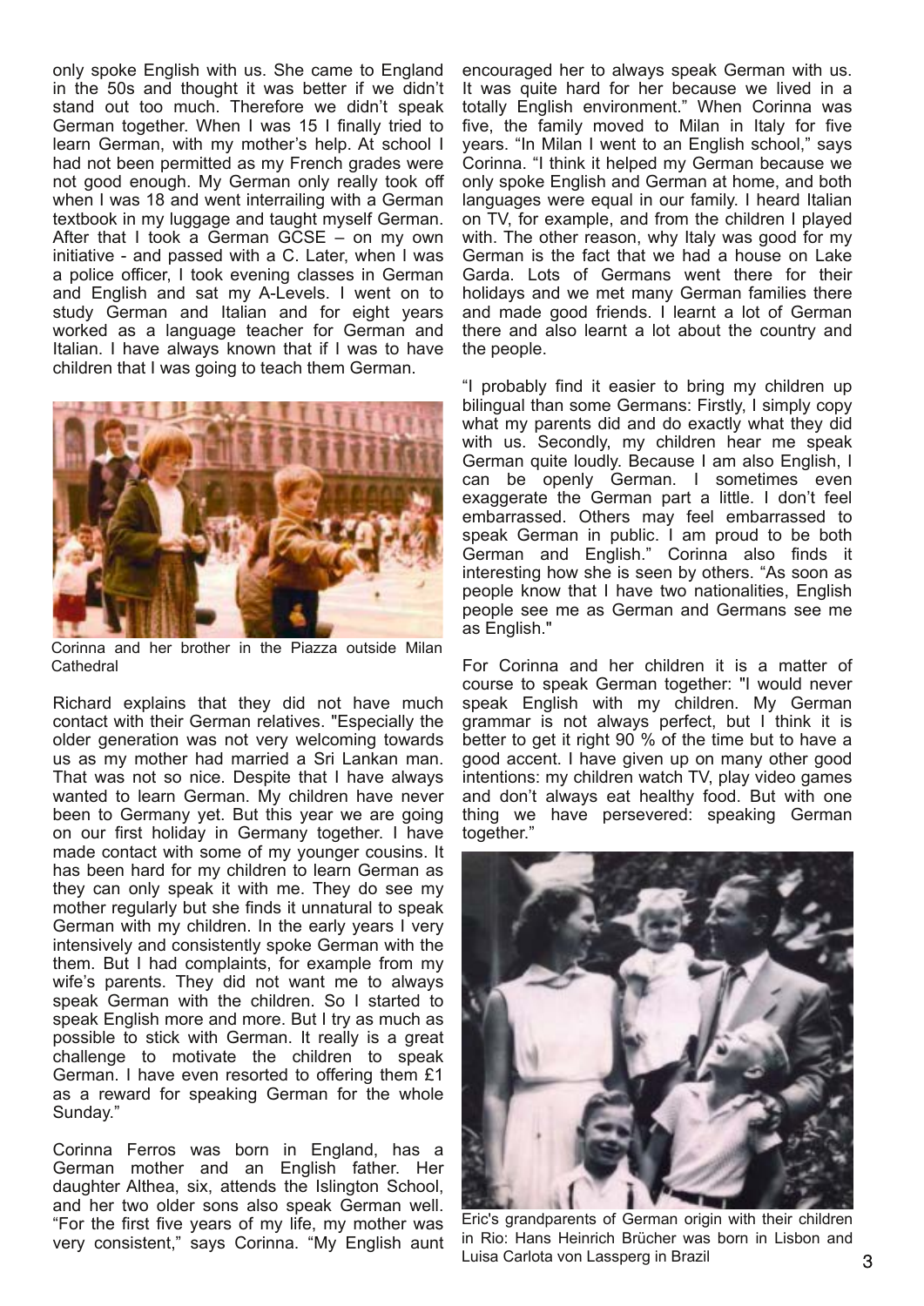only spoke English with us. She came to England in the 50s and thought it was better if we didn't stand out too much. Therefore we didn't speak German together. When I was 15 I finally tried to learn German, with my mother's help. At school I had not been permitted as my French grades were not good enough. My German only really took off when I was 18 and went interrailing with a German textbook in my luggage and taught myself German. After that I took a German GCSE – on my own initiative - and passed with a C. Later, when I was a police officer, I took evening classes in German and English and sat my A-Levels. I went on to study German and Italian and for eight years worked as a language teacher for German and Italian. I have always known that if I was to have children that I was going to teach them German.

Corinna and her brother in the Piazza outside Milan Cathedral

Richard explains that they did not have much contact with their German relatives. "Especially the older generation was not very welcoming towards us as my mother had married a Sri Lankan man. That was not so nice. Despite that I have always wanted to learn German. My children have never been to Germany yet. But this year we are going on our first holiday in Germany together. I have made contact with some of my younger cousins. It has been hard for my children to learn German as they can only speak it with me. They do see my mother regularly but she finds it unnatural to speak German with my children. In the early years I very intensively and consistently spoke German with the them. But I had complaints, for example from my wife's parents. They did not want me to always speak German with the children. So I started to speak English more and more. But I try as much as possible to stick with German. It really is a great challenge to motivate the children to speak German. I have even resorted to offering them £1 as a reward for speaking German for the whole Sunday."

Corinna Ferros was born in England, has a German mother and an English father. Her daughter Althea, six, attends the Islington School, and her two older sons also speak German well. "For the first five years of my life, my mother was very consistent," says Corinna. "My English aunt encouraged her to always speak German with us. It was quite hard for her because we lived in a totally English environment." When Corinna was five, the family moved to Milan in Italy for five years. "In Milan I went to an English school," says Corinna. "I think it helped my German because we only spoke English and German at home, and both languages were equal in our family. I heard Italian on TV, for example, and from the children I played with. The other reason, why Italy was good for my German is the fact that we had a house on Lake Garda. Lots of Germans went there for their holidays and we met many German families there and made good friends. I learnt a lot of German there and also learnt a lot about the country and the people.

"I probably find it easier to bring my children up bilingual than some Germans: Firstly, I simply copy what my parents did and do exactly what they did with us. Secondly, my children hear me speak German quite loudly. Because I am also English, I can be openly German. I sometimes even exaggerate the German part a little. I don't feel embarrassed. Others may feel embarrassed to speak German in public. I am proud to be both German and English." Corinna also finds it interesting how she is seen by others. "As soon as people know that I have two nationalities, English people see me as German and Germans see me as English."

For Corinna and her children it is a matter of course to speak German together: "I would never speak English with my children. My German grammar is not always perfect, but I think it is better to get it right 90 % of the time but to have a good accent. I have given up on many other good intentions: my children watch TV, play video games and don't always eat healthy food. But with one thing we have persevered: speaking German together."

Eric's grandparents of German origin with their children in Rio: Hans Heinrich Brücher was born in Lisbon and Luisa Carlota von Lassperg in Brazil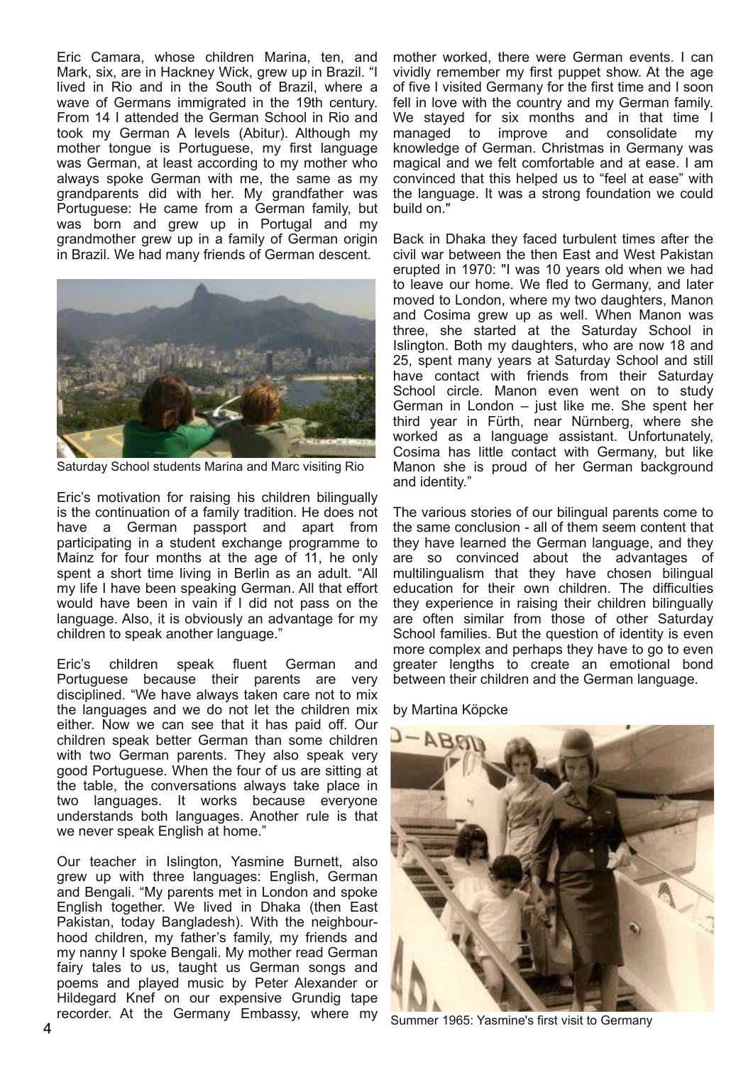Eric Camara, whose children Marina, ten, and Mark, six, are in Hackney Wick, grew up in Brazil. "I lived in Rio and in the South of Brazil, where a wave of Germans immigrated in the 19th century. From 14 I attended the German School in Rio and took my German A levels (Abitur). Although my mother tongue is Portuguese, my first language was German, at least according to my mother who always spoke German with me, the same as my grandparents did with her. My grandfather was Portuguese: He came from a German family, but was born and grew up in Portugal and my grandmother grew up in a family of German origin in Brazil. We had many friends of German descent.

Saturday School students Marina and Marc visiting Rio

Eric's motivation for raising his children bilingually is the continuation of a family tradition. He does not have a German passport and apart from participating in a student exchange programme to Mainz for four months at the age of 11, he only spent a short time living in Berlin as an adult. "All my life I have been speaking German. All that effort would have been in vain if I did not pass on the language. Also, it is obviously an advantage for my children to speak another language."

Eric's children speak fluent German and Portuguese because their parents are very disciplined. "We have always taken care not to mix the languages and we do not let the children mix either. Now we can see that it has paid off. Our children speak better German than some children with two German parents. They also speak very good Portuguese. When the four of us are sitting at the table, the conversations always take place in two languages. It works because everyone understands both languages. Another rule is that we never speak English at home."

Our teacher in Islington, Yasmine Burnett, also grew up with three languages: English, German and Bengali. "My parents met in London and spoke English together. We lived in Dhaka (then East Pakistan, today Bangladesh). With the neighbourhood children, my father's family, my friends and my nanny I spoke Bengali. My mother read German fairy tales to us, taught us German songs and poems and played music by Peter Alexander or Hildegard Knef on our expensive Grundig tape recorder. At the Germany Embassy, where my mother worked, there were German events. I can vividly remember my first puppet show. At the age of five I visited Germany for the first time and I soon fell in love with the country and my German family. We stayed for six months and in that time I managed to improve and consolidate my knowledge of German. Christmas in Germany was magical and we felt comfortable and at ease. I am convinced that this helped us to "feel at ease" with the language. It was a strong foundation we could build on."

Back in Dhaka they faced turbulent times after the civil war between the then East and West Pakistan erupted in 1970: "I was 10 years old when we had to leave our home. We fled to Germany, and later moved to London, where my two daughters, Manon and Cosima grew up as well. When Manon was three, she started at the Saturday School in Islington. Both my daughters, who are now 18 and 25, spent many years at Saturday School and still have contact with friends from their Saturday School circle. Manon even went on to study German in London – just like me. She spent her third year in Fürth, near Nürnberg, where she worked as a language assistant. Unfortunately, Cosima has little contact with Germany, but like Manon she is proud of her German background and identity."

The various stories of our bilingual parents come to the same conclusion - all of them seem content that they have learned the German language, and they are so convinced about the advantages of multilingualism that they have chosen bilingual education for their own children. The difficulties they experience in raising their children bilingually are often similar from those of other Saturday School families. But the question of identity is even more complex and perhaps they have to go to even greater lengths to create an emotional bond between their children and the German language.

by Martina Köpcke

Summer 1965: Yasmine's first visit to Germany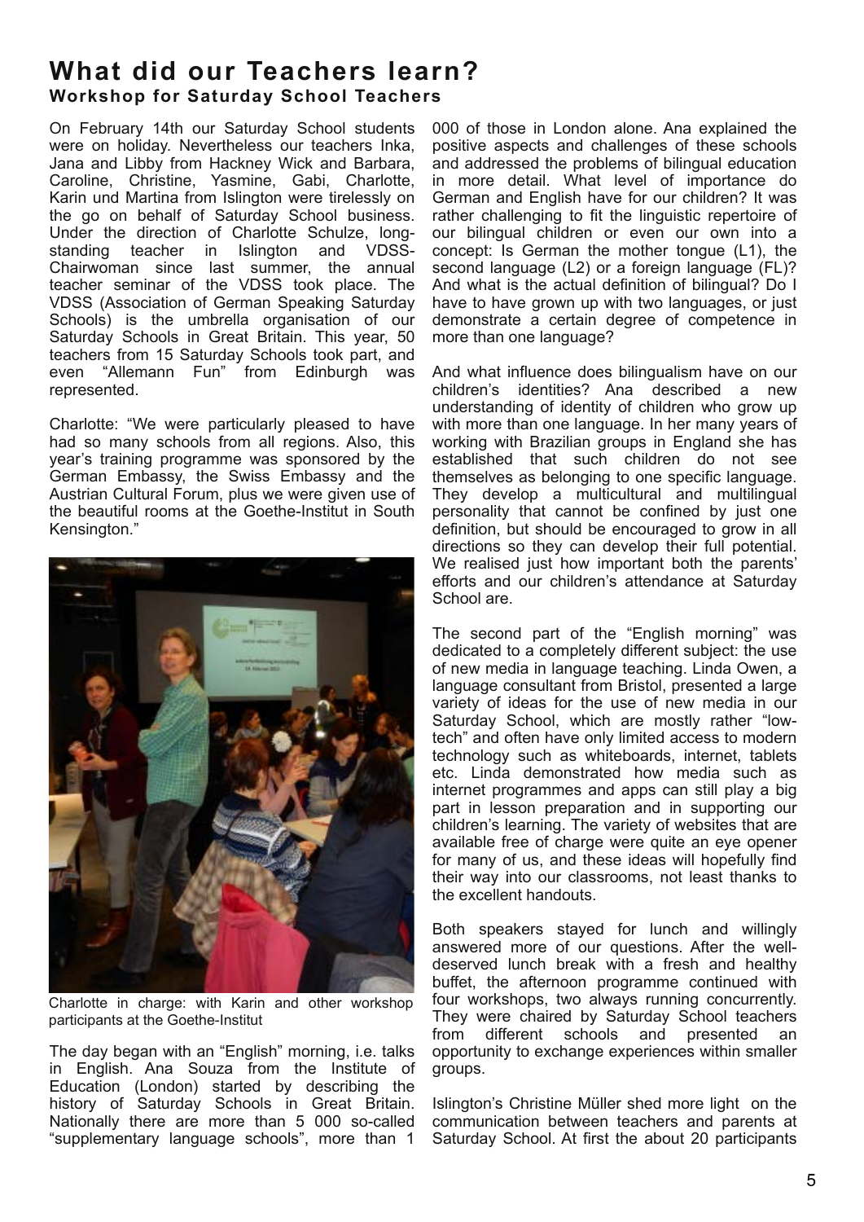# What did our Teachers learn?

### Workshop for Saturday School Teachers

On February 14th our Saturday School students were on holiday. Nevertheless our teachers Inka, Jana and Libby from Hackney Wick and Barbara, Caroline, Christine, Yasmine, Gabi, Charlotte, Karin und Martina from Islington were tirelessly on the go on behalf of Saturday School business. Under the direction of Charlotte Schulze, long-standing teacher in Islington and VDSS-Chairwoman since last summer, the annual teacher seminar of the VDSS took place. The VDSS (Association of German Speaking Saturday Schools) is the umbrella organisation of our Saturday Schools in Great Britain. This year, 50 teachers from 15 Saturday Schools took part, and even "Allemann Fun" from Edinburgh was represented.

Charlotte: "We were particularly pleased to have had so many schools from all regions. Also, this year's training programme was sponsored by the German Embassy, the Swiss Embassy and the Austrian Cultural Forum, plus we were given use of the beautiful rooms at the Goethe-Institut in South Kensington."

Charlotte in charge: with Karin and other workshop participants at the Goethe-Institut

The day began with an "English" morning, i.e. talks in English. Ana Souza from the Institute of Education (London) started by describing the history of Saturday Schools in Great Britain. Nationally there are more than 5 000 so-called "supplementary language schools", more than 1 000 of those in London alone. Ana explained the positive aspects and challenges of these schools and addressed the problems of bilingual education in more detail. What level of importance do German and English have for our children? It was rather challenging to fit the linguistic repertoire of our bilingual children or even our own into a concept: Is German the mother tongue (L1), the second language (L2) or a foreign language (FL)? And what is the actual definition of bilingual? Do I have to have grown up with two languages, or just demonstrate a certain degree of competence in more than one language?

And what influence does bilingualism have on our children's identities? Ana described a new understanding of identity of children who grow up with more than one language. In her many years of working with Brazilian groups in England she has established that such children do not see themselves as belonging to one specific language. They develop a multicultural and multilingual personality that cannot be confined by just one definition, but should be encouraged to grow in all directions so they can develop their full potential. We realised just how important both the parents' efforts and our children's attendance at Saturday School are.

The second part of the "English morning" was dedicated to a completely different subject: the use of new media in language teaching. Linda Owen, a language consultant from Bristol, presented a large variety of ideas for the use of new media in our Saturday School, which are mostly rather "low-tech" and often have only limited access to modern technology such as whiteboards, internet, tablets etc. Linda demonstrated how media such as internet programmes and apps can still play a big part in lesson preparation and in supporting our children's learning. The variety of websites that are available free of charge were quite an eye opener for many of us, and these ideas will hopefully find their way into our classrooms, not least thanks to the excellent handouts.

Both speakers stayed for lunch and willingly answered more of our questions. After the well-deserved lunch break with a fresh and healthy buffet, the afternoon programme continued with four workshops, two always running concurrently. They were chaired by Saturday School teachers from different schools and presented an opportunity to exchange experiences within smaller groups.

Islington's Christine Müller shed more light on the communication between teachers and parents at Saturday School. At first the about 20 participants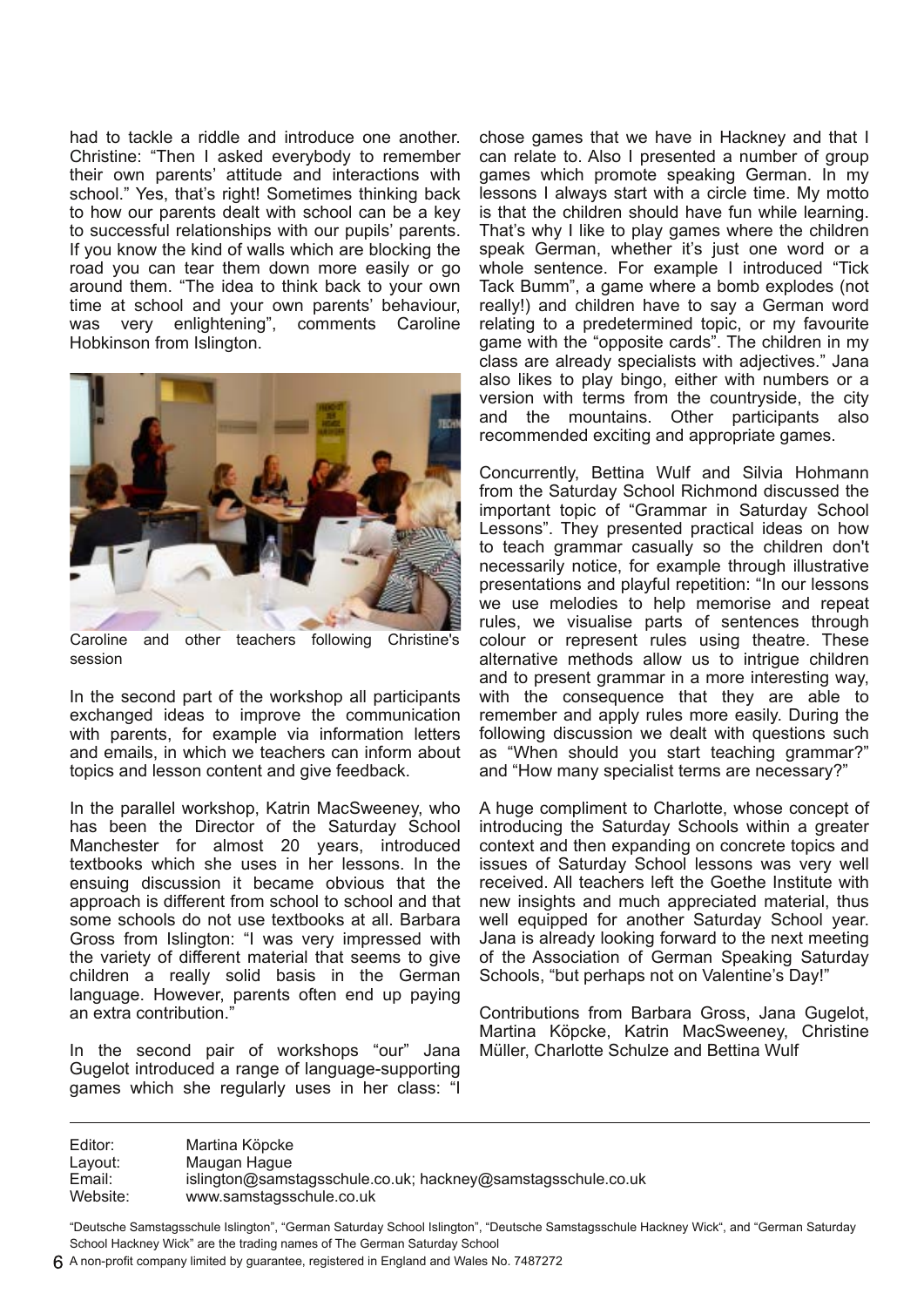had to tackle a riddle and introduce one another. Christine: "Then I asked everybody to remember their own parents' attitude and interactions with school." Yes, that's right! Sometimes thinking back to how our parents dealt with school can be a key to successful relationships with our pupils' parents. If you know the kind of walls which are blocking the road you can tear them down more easily or go around them. "The idea to think back to your own time at school and your own parents' behaviour, was very enlightening", comments Caroline Hobkinson from Islington.

Caroline and other teachers following Christine's session

In the second part of the workshop all participants exchanged ideas to improve the communication with parents, for example via information letters and emails, in which we teachers can inform about topics and lesson content and give feedback.

In the parallel workshop, Katrin MacSweeney, who has been the Director of the Saturday School Manchester for almost 20 years, introduced textbooks which she uses in her lessons. In the ensuing discussion it became obvious that the approach is different from school to school and that some schools do not use textbooks at all. Barbara Gross from Islington: "I was very impressed with the variety of different material that seems to give children a really solid basis in the German language. However, parents often end up paying an extra contribution."

In the second pair of workshops "our" Jana Gugelot introduced a range of language-supporting games which she regularly uses in her class: "I chose games that we have in Hackney and that I can relate to. Also I presented a number of group games which promote speaking German. In my lessons I always start with a circle time. My motto is that the children should have fun while learning. That's why I like to play games where the children speak German, whether it's just one word or a whole sentence. For example I introduced "Tick Tack Bumm", a game where a bomb explodes (not really!) and children have to say a German word relating to a predetermined topic, or my favourite game with the "opposite cards". The children in my class are already specialists with adjectives." Jana also likes to play bingo, either with numbers or a version with terms from the countryside, the city and the mountains. Other participants also recommended exciting and appropriate games.

Concurrently, Bettina Wulf and Silvia Hohmann from the Saturday School Richmond discussed the important topic of "Grammar in Saturday School Lessons". They presented practical ideas on how to teach grammar casually so the children don't necessarily notice, for example through illustrative presentations and playful repetition: "In our lessons we use melodies to help memorise and repeat rules, we visualise parts of sentences through colour or represent rules using theatre. These alternative methods allow us to intrigue children and to present grammar in a more interesting way, with the consequence that they are able to remember and apply rules more easily. During the following discussion we dealt with questions such as "When should you start teaching grammar?" and "How many specialist terms are necessary?"

A huge compliment to Charlotte, whose concept of introducing the Saturday Schools within a greater context and then expanding on concrete topics and issues of Saturday School lessons was very well received. All teachers left the Goethe Institute with new insights and much appreciated material, thus well equipped for another Saturday School year. Jana is already looking forward to the next meeting of the Association of German Speaking Saturday Schools, "but perhaps not on Valentine's Day!"

Contributions from Barbara Gross, Jana Gugelot, Martina Köpcke, Katrin MacSweeney, Christine Müller, Charlotte Schulze and Bettina Wulf

---

Editor: Martina Köpcke
Layout: Maugan Hague
Email: islington@samstagsschule.co.uk; hackney@samstagsschule.co.uk
Website: www.samstagsschule.co.uk

"Deutsche Samstagsschule Islington", "German Saturday School Islington", "Deutsche Samstagsschule Hackney Wick", and "German Saturday School Hackney Wick" are the trading names of The German Saturday School

A non-profit company limited by guarantee, registered in England and Wales No. 7487272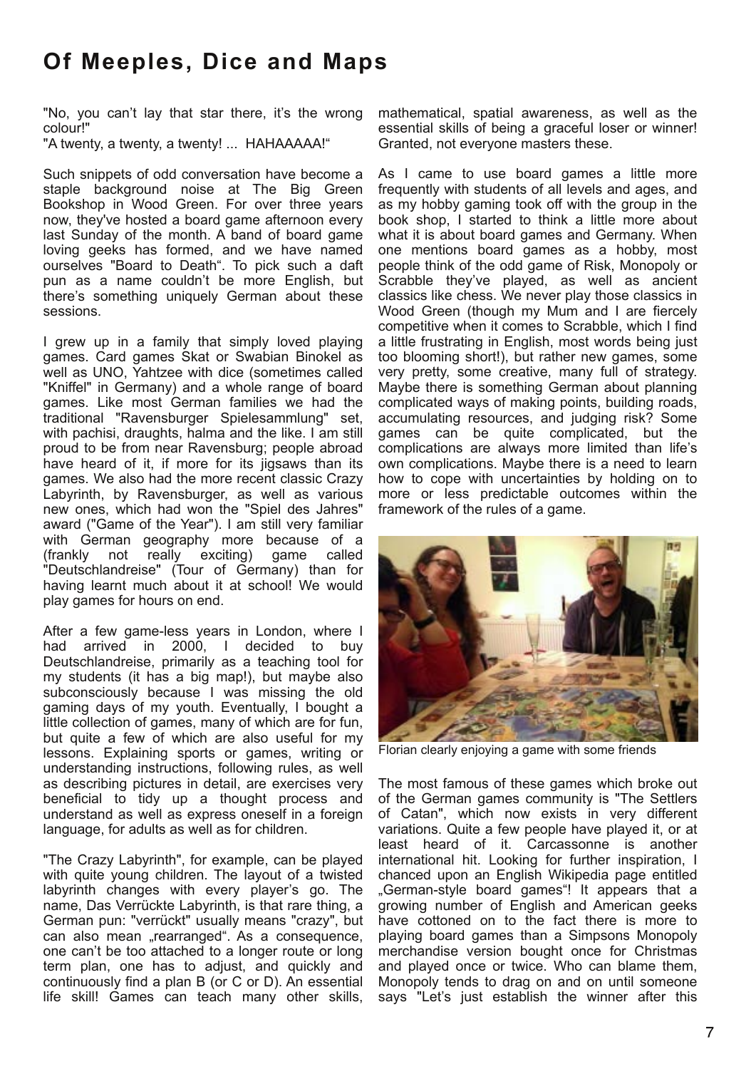# Of Meeples, Dice and Maps

"No, you can't lay that star there, it's the wrong colour!"
"A twenty, a twenty, a twenty! ... HAHAAAAA!"

Such snippets of odd conversation have become a staple background noise at The Big Green Bookshop in Wood Green. For over three years now, they've hosted a board game afternoon every last Sunday of the month. A band of board game loving geeks has formed, and we have named ourselves "Board to Death". To pick such a daft pun as a name couldn't be more English, but there's something uniquely German about these sessions.

I grew up in a family that simply loved playing games. Card games Skat or Swabian Binokel as well as UNO, Yahtzee with dice (sometimes called "Kniffel" in Germany) and a whole range of board games. Like most German families we had the traditional "Ravensburger Spielesammlung" set, with pachisi, draughts, halma and the like. I am still proud to be from near Ravensburg; people abroad have heard of it, if more for its jigsaws than its games. We also had the more recent classic Crazy Labyrinth, by Ravensburger, as well as various new ones, which had won the "Spiel des Jahres" award ("Game of the Year"). I am still very familiar with German geography more because of a (frankly not really exciting) game called "Deutschlandreise" (Tour of Germany) than for having learnt much about it at school! We would play games for hours on end.

After a few game-less years in London, where I had arrived in 2000, I decided to buy Deutschlandreise, primarily as a teaching tool for my students (it has a big map!), but maybe also subconsciously because I was missing the old gaming days of my youth. Eventually, I bought a little collection of games, many of which are for fun, but quite a few of which are also useful for my lessons. Explaining sports or games, writing or understanding instructions, following rules, as well as describing pictures in detail, are exercises very beneficial to tidy up a thought process and understand as well as express oneself in a foreign language, for adults as well as for children.

"The Crazy Labyrinth", for example, can be played with quite young children. The layout of a twisted labyrinth changes with every player's go. The name, Das Verrückte Labyrinth, is that rare thing, a German pun: "verrückt" usually means "crazy", but can also mean „rearranged". As a consequence, one can't be too attached to a longer route or long term plan, one has to adjust, and quickly and continuously find a plan B (or C or D). An essential life skill! Games can teach many other skills, mathematical, spatial awareness, as well as the essential skills of being a graceful loser or winner! Granted, not everyone masters these.

As I came to use board games a little more frequently with students of all levels and ages, and as my hobby gaming took off with the group in the book shop, I started to think a little more about what it is about board games and Germany. When one mentions board games as a hobby, most people think of the odd game of Risk, Monopoly or Scrabble they've played, as well as ancient classics like chess. We never play those classics in Wood Green (though my Mum and I are fiercely competitive when it comes to Scrabble, which I find a little frustrating in English, most words being just too blooming short!), but rather new games, some very pretty, some creative, many full of strategy. Maybe there is something German about planning complicated ways of making points, building roads, accumulating resources, and judging risk? Some games can be quite complicated, but the complications are always more limited than life's own complications. Maybe there is a need to learn how to cope with uncertainties by holding on to more or less predictable outcomes within the framework of the rules of a game.

Florian clearly enjoying a game with some friends

The most famous of these games which broke out of the German games community is "The Settlers of Catan", which now exists in very different variations. Quite a few people have played it, or at least heard of it. Carcassonne is another international hit. Looking for further inspiration, I chanced upon an English Wikipedia page entitled „German-style board games"! It appears that a growing number of English and American geeks have cottoned on to the fact there is more to playing board games than a Simpsons Monopoly merchandise version bought once for Christmas and played once or twice. Who can blame them, Monopoly tends to drag on and on until someone says "Let's just establish the winner after this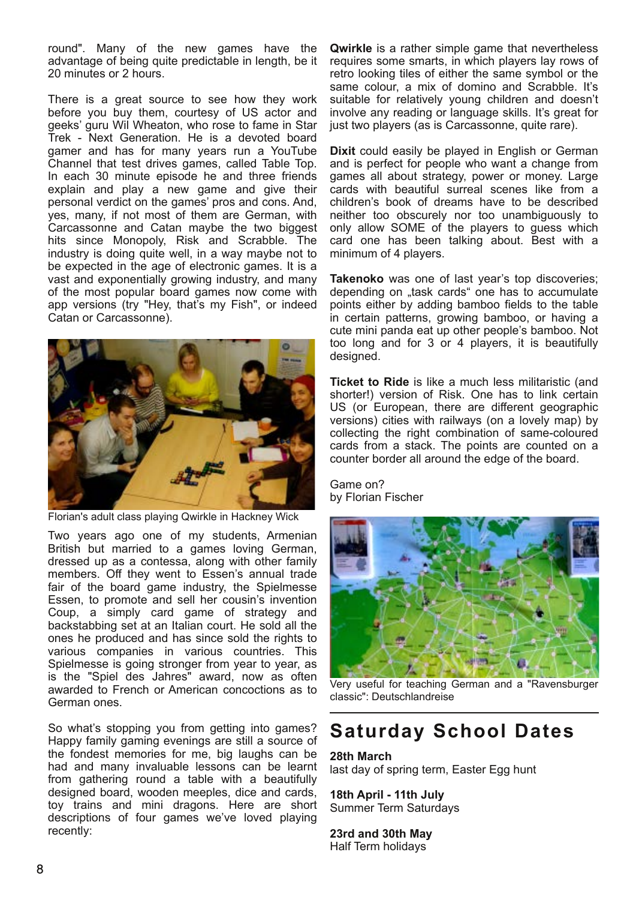round". Many of the new games have the advantage of being quite predictable in length, be it 20 minutes or 2 hours.

There is a great source to see how they work before you buy them, courtesy of US actor and geeks' guru Wil Wheaton, who rose to fame in Star Trek - Next Generation. He is a devoted board gamer and has for many years run a YouTube Channel that test drives games, called Table Top. In each 30 minute episode he and three friends explain and play a new game and give their personal verdict on the games' pros and cons. And, yes, many, if not most of them are German, with Carcassonne and Catan maybe the two biggest hits since Monopoly, Risk and Scrabble. The industry is doing quite well, in a way maybe not to be expected in the age of electronic games. It is a vast and exponentially growing industry, and many of the most popular board games now come with app versions (try "Hey, that's my Fish", or indeed Catan or Carcassonne).

Florian's adult class playing Qwirkle in Hackney Wick

Two years ago one of my students, Armenian British but married to a games loving German, dressed up as a contessa, along with other family members. Off they went to Essen's annual trade fair of the board game industry, the Spielmesse Essen, to promote and sell her cousin's invention Coup, a simply card game of strategy and backstabbing set at an Italian court. He sold all the ones he produced and has since sold the rights to various companies in various countries. This Spielmesse is going stronger from year to year, as is the "Spiel des Jahres" award, now as often awarded to French or American concoctions as to German ones.

So what's stopping you from getting into games? Happy family gaming evenings are still a source of the fondest memories for me, big laughs can be had and many invaluable lessons can be learnt from gathering round a table with a beautifully designed board, wooden meeples, dice and cards, toy trains and mini dragons. Here are short descriptions of four games we've loved playing recently:

**Qwirkle** is a rather simple game that nevertheless requires some smarts, in which players lay rows of retro looking tiles of either the same symbol or the same colour, a mix of domino and Scrabble. It's suitable for relatively young children and doesn't involve any reading or language skills. It's great for just two players (as is Carcassonne, quite rare).

**Dixit** could easily be played in English or German and is perfect for people who want a change from games all about strategy, power or money. Large cards with beautiful surreal scenes like from a children's book of dreams have to be described neither too obscurely nor too unambiguously to only allow SOME of the players to guess which card one has been talking about. Best with a minimum of 4 players.

**Takenoko** was one of last year's top discoveries; depending on „task cards" one has to accumulate points either by adding bamboo fields to the table in certain patterns, growing bamboo, or having a cute mini panda eat up other people's bamboo. Not too long and for 3 or 4 players, it is beautifully designed.

**Ticket to Ride** is like a much less militaristic (and shorter!) version of Risk. One has to link certain US (or European, there are different geographic versions) cities with railways (on a lovely map) by collecting the right combination of same-coloured cards from a stack. The points are counted on a counter border all around the edge of the board.

Game on?
by Florian Fischer

Very useful for teaching German and a "Ravensburger classic": Deutschlandreise

## Saturday School Dates

**28th March**
last day of spring term, Easter Egg hunt

**18th April - 11th July**
Summer Term Saturdays

**23rd and 30th May**
Half Term holidays